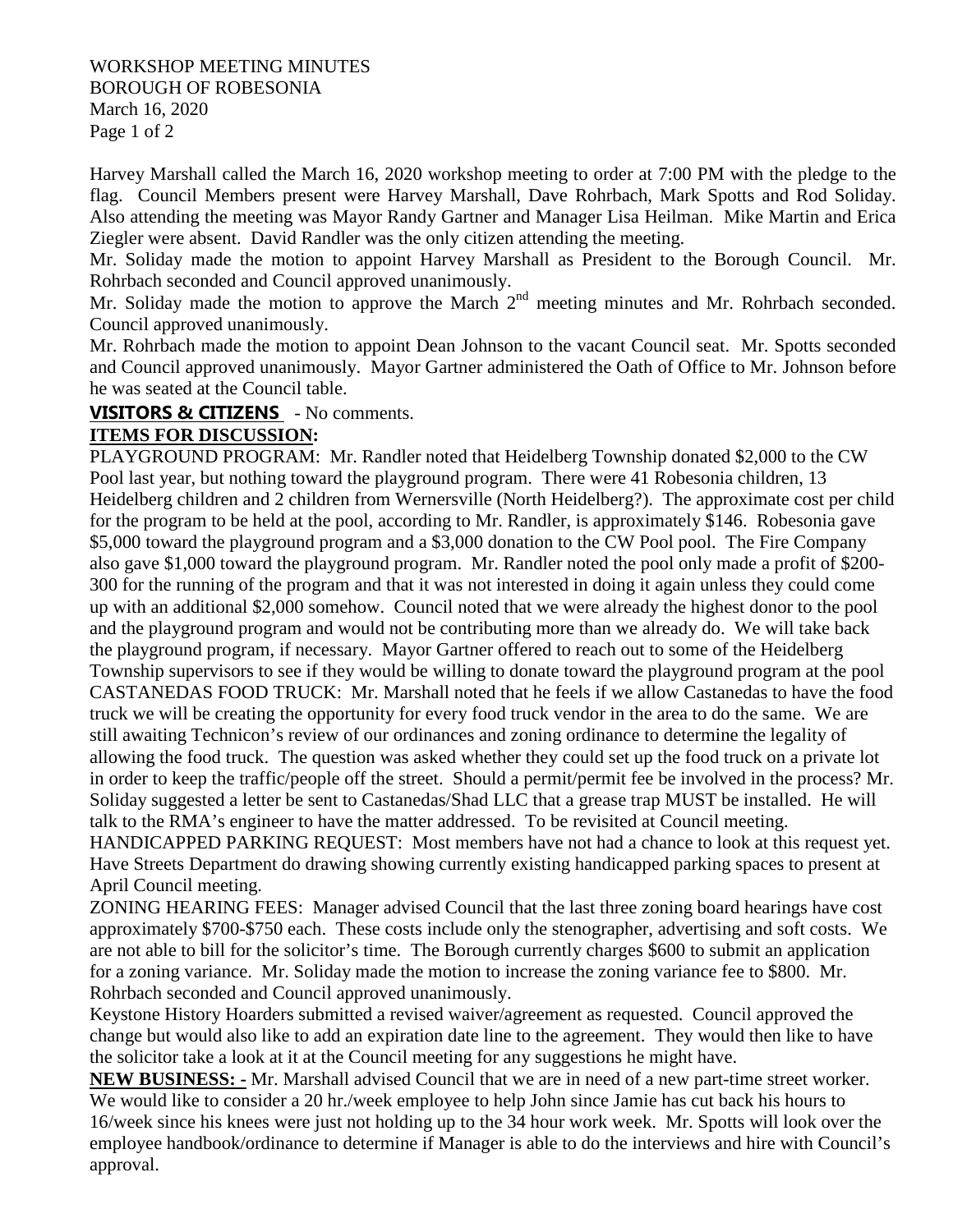WORKSHOP MEETING MINUTES
BOROUGH OF ROBESONIA
March 16, 2020

Harvey Marshall called the March 16, 2020 workshop meeting to order at 7:00 PM with the pledge to the flag. Council Members present were Harvey Marshall, Dave Rohrbach, Mark Spotts and Rod Soliday. Also attending the meeting was Mayor Randy Gartner and Manager Lisa Heilman. Mike Martin and Erica Ziegler were absent. David Randler was the only citizen attending the meeting.

Mr. Soliday made the motion to appoint Harvey Marshall as President to the Borough Council. Mr. Rohrbach seconded and Council approved unanimously.

Mr. Soliday made the motion to approve the March 2nd meeting minutes and Mr. Rohrbach seconded. Council approved unanimously.

Mr. Rohrbach made the motion to appoint Dean Johnson to the vacant Council seat. Mr. Spotts seconded and Council approved unanimously. Mayor Gartner administered the Oath of Office to Mr. Johnson before he was seated at the Council table.

**VISITORS & CITIZENS** - No comments.

**ITEMS FOR DISCUSSION:**

PLAYGROUND PROGRAM: Mr. Randler noted that Heidelberg Township donated $2,000 to the CW Pool last year, but nothing toward the playground program. There were 41 Robesonia children, 13 Heidelberg children and 2 children from Wernersville (North Heidelberg?). The approximate cost per child for the program to be held at the pool, according to Mr. Randler, is approximately $146. Robesonia gave $5,000 toward the playground program and a $3,000 donation to the CW Pool pool. The Fire Company also gave $1,000 toward the playground program. Mr. Randler noted the pool only made a profit of $200-300 for the running of the program and that it was not interested in doing it again unless they could come up with an additional $2,000 somehow. Council noted that we were already the highest donor to the pool and the playground program and would not be contributing more than we already do. We will take back the playground program, if necessary. Mayor Gartner offered to reach out to some of the Heidelberg Township supervisors to see if they would be willing to donate toward the playground program at the pool

CASTANEDAS FOOD TRUCK: Mr. Marshall noted that he feels if we allow Castanedas to have the food truck we will be creating the opportunity for every food truck vendor in the area to do the same. We are still awaiting Technicon's review of our ordinances and zoning ordinance to determine the legality of allowing the food truck. The question was asked whether they could set up the food truck on a private lot in order to keep the traffic/people off the street. Should a permit/permit fee be involved in the process? Mr. Soliday suggested a letter be sent to Castanedas/Shad LLC that a grease trap MUST be installed. He will talk to the RMA's engineer to have the matter addressed. To be revisited at Council meeting.

HANDICAPPED PARKING REQUEST: Most members have not had a chance to look at this request yet. Have Streets Department do drawing showing currently existing handicapped parking spaces to present at April Council meeting.

ZONING HEARING FEES: Manager advised Council that the last three zoning board hearings have cost approximately $700-$750 each. These costs include only the stenographer, advertising and soft costs. We are not able to bill for the solicitor's time. The Borough currently charges $600 to submit an application for a zoning variance. Mr. Soliday made the motion to increase the zoning variance fee to $800. Mr. Rohrbach seconded and Council approved unanimously.

Keystone History Hoarders submitted a revised waiver/agreement as requested. Council approved the change but would also like to add an expiration date line to the agreement. They would then like to have the solicitor take a look at it at the Council meeting for any suggestions he might have.

**NEW BUSINESS: -** Mr. Marshall advised Council that we are in need of a new part-time street worker. We would like to consider a 20 hr./week employee to help John since Jamie has cut back his hours to 16/week since his knees were just not holding up to the 34 hour work week. Mr. Spotts will look over the employee handbook/ordinance to determine if Manager is able to do the interviews and hire with Council's approval.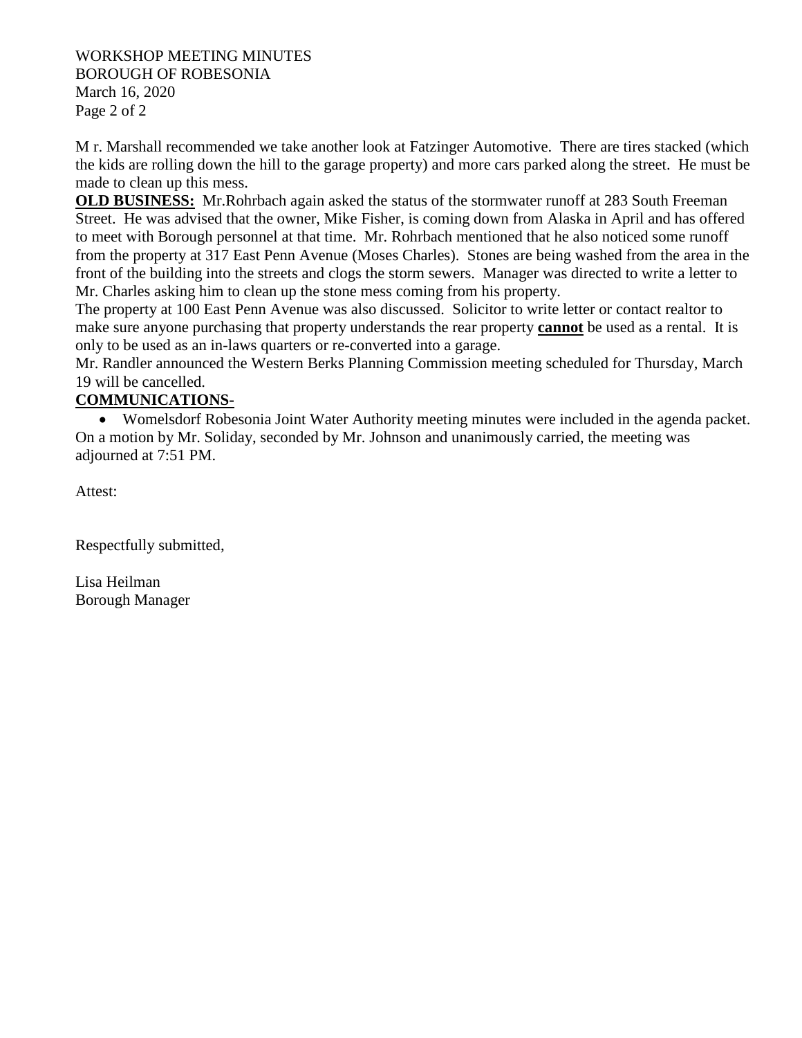M r. Marshall recommended we take another look at Fatzinger Automotive. There are tires stacked (which the kids are rolling down the hill to the garage property) and more cars parked along the street. He must be made to clean up this mess.

**OLD BUSINESS:** Mr.Rohrbach again asked the status of the stormwater runoff at 283 South Freeman Street. He was advised that the owner, Mike Fisher, is coming down from Alaska in April and has offered to meet with Borough personnel at that time. Mr. Rohrbach mentioned that he also noticed some runoff from the property at 317 East Penn Avenue (Moses Charles). Stones are being washed from the area in the front of the building into the streets and clogs the storm sewers. Manager was directed to write a letter to Mr. Charles asking him to clean up the stone mess coming from his property.

The property at 100 East Penn Avenue was also discussed. Solicitor to write letter or contact realtor to make sure anyone purchasing that property understands the rear property **cannot** be used as a rental. It is only to be used as an in-laws quarters or re-converted into a garage.

Mr. Randler announced the Western Berks Planning Commission meeting scheduled for Thursday, March 19 will be cancelled.

**COMMUNICATIONS-**

- Womelsdorf Robesonia Joint Water Authority meeting minutes were included in the agenda packet.

On a motion by Mr. Soliday, seconded by Mr. Johnson and unanimously carried, the meeting was adjourned at 7:51 PM.

Attest:

Respectfully submitted,

Lisa Heilman
Borough Manager